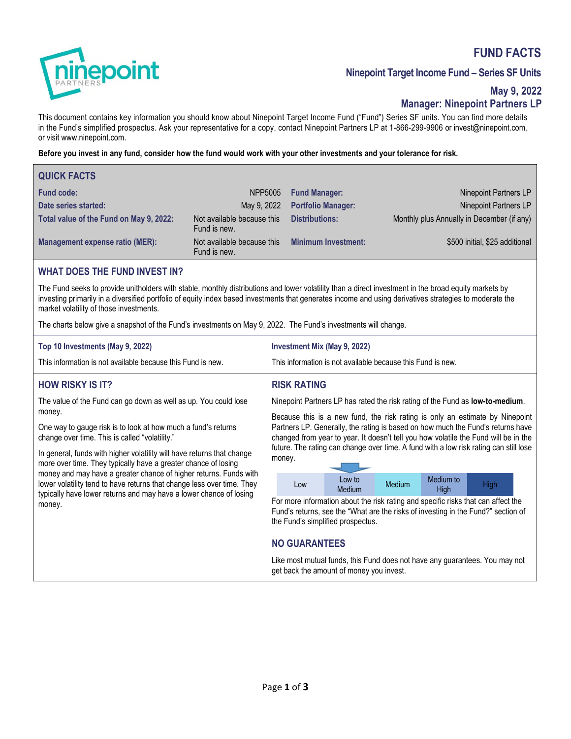# FUND FACTS

## Ninepoint Target Income Fund – Series SF Units

**May 9, 2022**

**Manager: Ninepoint Partners LP**

This document contains key information you should know about Ninepoint Target Income Fund ("Fund") Series SF units. You can find more details in the Fund's simplified prospectus. Ask your representative for a copy, contact Ninepoint Partners LP at 1-866-299-9906 or invest@ninepoint.com, or visit www.ninepoint.com.

**Before you invest in any fund, consider how the fund would work with your other investments and your tolerance for risk.**

## QUICK FACTS

| | | | |
|---|---|---|---|
| **Fund code:** | NPP5005 | **Fund Manager:** | Ninepoint Partners LP |
| **Date series started:** | May 9, 2022 | **Portfolio Manager:** | Ninepoint Partners LP |
| **Total value of the Fund on May 9, 2022:** | Not available because this Fund is new. | **Distributions:** | Monthly plus Annually in December (if any) |
| **Management expense ratio (MER):** | Not available because this Fund is new. | **Minimum Investment:** | $500 initial, $25 additional |

## WHAT DOES THE FUND INVEST IN?

The Fund seeks to provide unitholders with stable, monthly distributions and lower volatility than a direct investment in the broad equity markets by investing primarily in a diversified portfolio of equity index based investments that generates income and using derivatives strategies to moderate the market volatility of those investments.

The charts below give a snapshot of the Fund's investments on May 9, 2022. The Fund's investments will change.

### Top 10 Investments (May 9, 2022)

This information is not available because this Fund is new.

### Investment Mix (May 9, 2022)

This information is not available because this Fund is new.

## HOW RISKY IS IT?

The value of the Fund can go down as well as up. You could lose money.

One way to gauge risk is to look at how much a fund's returns change over time. This is called "volatility."

In general, funds with higher volatility will have returns that change more over time. They typically have a greater chance of losing money and may have a greater chance of higher returns. Funds with lower volatility tend to have returns that change less over time. They typically have lower returns and may have a lower chance of losing money.

## RISK RATING

Ninepoint Partners LP has rated the risk rating of the Fund as **low-to-medium**.

Because this is a new fund, the risk rating is only an estimate by Ninepoint Partners LP. Generally, the rating is based on how much the Fund's returns have changed from year to year. It doesn't tell you how volatile the Fund will be in the future. The rating can change over time. A fund with a low risk rating can still lose money.

| Low | Low to Medium | Medium | Medium to High | High |
|---|---|---|---|---|

For more information about the risk rating and specific risks that can affect the Fund's returns, see the "What are the risks of investing in the Fund?" section of the Fund's simplified prospectus.

## NO GUARANTEES

Like most mutual funds, this Fund does not have any guarantees. You may not get back the amount of money you invest.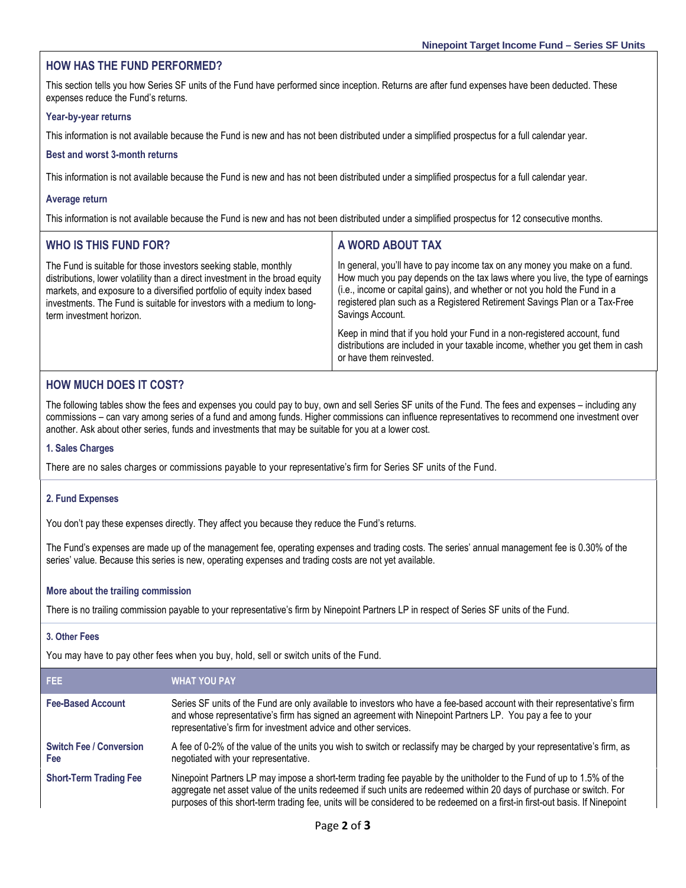## HOW HAS THE FUND PERFORMED?

This section tells you how Series SF units of the Fund have performed since inception. Returns are after fund expenses have been deducted. These expenses reduce the Fund's returns.

### Year-by-year returns

This information is not available because the Fund is new and has not been distributed under a simplified prospectus for a full calendar year.

### Best and worst 3-month returns

This information is not available because the Fund is new and has not been distributed under a simplified prospectus for a full calendar year.

### Average return

This information is not available because the Fund is new and has not been distributed under a simplified prospectus for 12 consecutive months.

## WHO IS THIS FUND FOR?

The Fund is suitable for those investors seeking stable, monthly distributions, lower volatility than a direct investment in the broad equity markets, and exposure to a diversified portfolio of equity index based investments. The Fund is suitable for investors with a medium to long-term investment horizon.

## A WORD ABOUT TAX

In general, you'll have to pay income tax on any money you make on a fund. How much you pay depends on the tax laws where you live, the type of earnings (i.e., income or capital gains), and whether or not you hold the Fund in a registered plan such as a Registered Retirement Savings Plan or a Tax-Free Savings Account.

Keep in mind that if you hold your Fund in a non-registered account, fund distributions are included in your taxable income, whether you get them in cash or have them reinvested.

## HOW MUCH DOES IT COST?

The following tables show the fees and expenses you could pay to buy, own and sell Series SF units of the Fund. The fees and expenses – including any commissions – can vary among series of a fund and among funds. Higher commissions can influence representatives to recommend one investment over another. Ask about other series, funds and investments that may be suitable for you at a lower cost.

### 1. Sales Charges

There are no sales charges or commissions payable to your representative's firm for Series SF units of the Fund.

### 2. Fund Expenses

You don't pay these expenses directly. They affect you because they reduce the Fund's returns.

The Fund's expenses are made up of the management fee, operating expenses and trading costs. The series' annual management fee is 0.30% of the series' value. Because this series is new, operating expenses and trading costs are not yet available.

### More about the trailing commission

There is no trailing commission payable to your representative's firm by Ninepoint Partners LP in respect of Series SF units of the Fund.

### 3. Other Fees

You may have to pay other fees when you buy, hold, sell or switch units of the Fund.

| FEE | WHAT YOU PAY |
|---|---|
| **Fee-Based Account** | Series SF units of the Fund are only available to investors who have a fee-based account with their representative's firm and whose representative's firm has signed an agreement with Ninepoint Partners LP. You pay a fee to your representative's firm for investment advice and other services. |
| **Switch Fee / Conversion Fee** | A fee of 0-2% of the value of the units you wish to switch or reclassify may be charged by your representative's firm, as negotiated with your representative. |
| **Short-Term Trading Fee** | Ninepoint Partners LP may impose a short-term trading fee payable by the unitholder to the Fund of up to 1.5% of the aggregate net asset value of the units redeemed if such units are redeemed within 20 days of purchase or switch. For purposes of this short-term trading fee, units will be considered to be redeemed on a first-in first-out basis. If Ninepoint |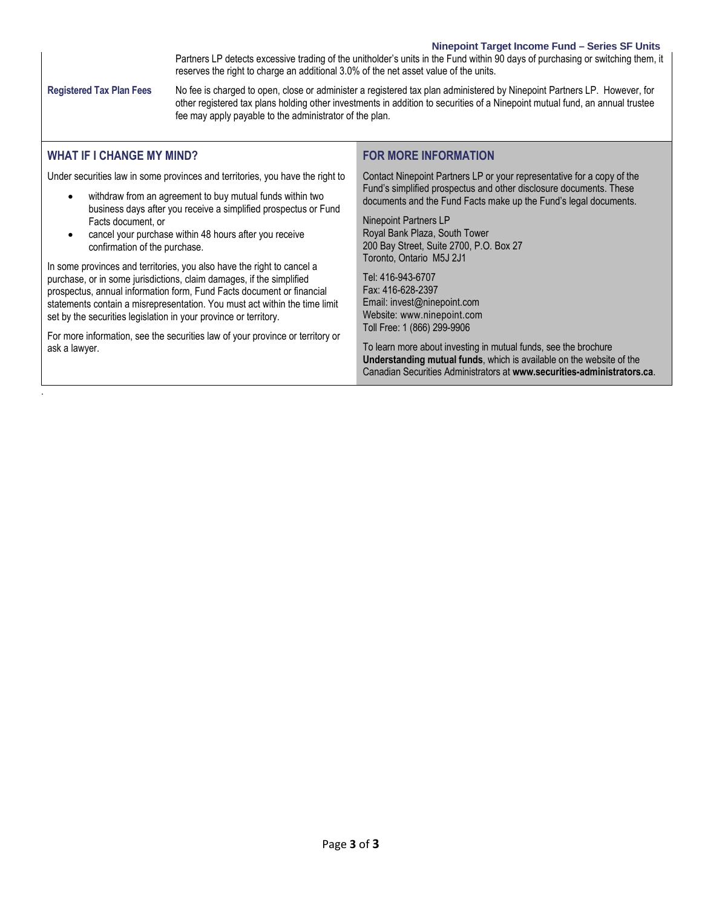| | |
|---|---|
| | Partners LP detects excessive trading of the unitholder's units in the Fund within 90 days of purchasing or switching them, it reserves the right to charge an additional 3.0% of the net asset value of the units. |
| **Registered Tax Plan Fees** | No fee is charged to open, close or administer a registered tax plan administered by Ninepoint Partners LP. However, for other registered tax plans holding other investments in addition to securities of a Ninepoint mutual fund, an annual trustee fee may apply payable to the administrator of the plan. |

## WHAT IF I CHANGE MY MIND?

Under securities law in some provinces and territories, you have the right to

- withdraw from an agreement to buy mutual funds within two business days after you receive a simplified prospectus or Fund Facts document, or
- cancel your purchase within 48 hours after you receive confirmation of the purchase.

In some provinces and territories, you also have the right to cancel a purchase, or in some jurisdictions, claim damages, if the simplified prospectus, annual information form, Fund Facts document or financial statements contain a misrepresentation. You must act within the time limit set by the securities legislation in your province or territory.

For more information, see the securities law of your province or territory or ask a lawyer.

## FOR MORE INFORMATION

Contact Ninepoint Partners LP or your representative for a copy of the Fund's simplified prospectus and other disclosure documents. These documents and the Fund Facts make up the Fund's legal documents.

Ninepoint Partners LP
Royal Bank Plaza, South Tower
200 Bay Street, Suite 2700, P.O. Box 27
Toronto, Ontario M5J 2J1

Tel: 416-943-6707
Fax: 416-628-2397
Email: invest@ninepoint.com
Website: www.ninepoint.com
Toll Free: 1 (866) 299-9906

To learn more about investing in mutual funds, see the brochure **Understanding mutual funds**, which is available on the website of the Canadian Securities Administrators at **www.securities-administrators.ca**.